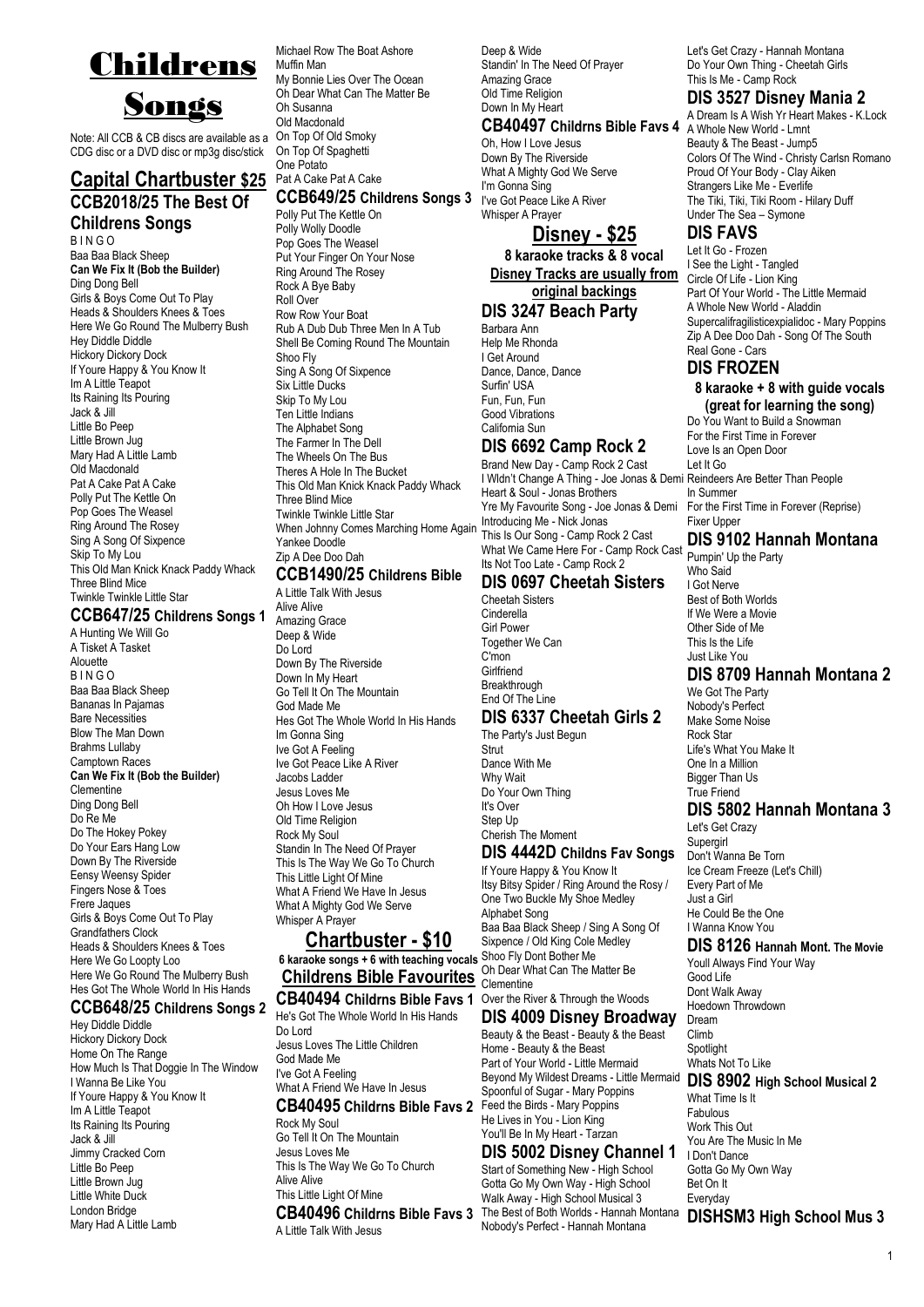# Childrens Songs

Note: All CCB & CB discs are available as a CDG disc or a DVD disc or mp3g disc/stick

## Capital Chartbuster $25

### CCB2018/25 The Best Of Childrens Songs

B I N G O
Baa Baa Black Sheep
**Can We Fix It (Bob the Builder)**
Ding Dong Bell
Girls & Boys Come Out To Play
Heads & Shoulders Knees & Toes
Here We Go Round The Mulberry Bush
Hey Diddle Diddle
Hickory Dickory Dock
If Youre Happy & You Know It
Im A Little Teapot
Its Raining Its Pouring
Jack & Jill
Little Bo Peep
Little Brown Jug
Mary Had A Little Lamb
Old Macdonald
Pat A Cake Pat A Cake
Polly Put The Kettle On
Pop Goes The Weasel
Ring Around The Rosey
Sing A Song Of Sixpence
Skip To My Lou
This Old Man Knick Knack Paddy Whack
Three Blind Mice
Twinkle Twinkle Little Star

### CCB647/25 Childrens Songs 1

A Hunting We Will Go
A Tisket A Tasket
Alouette
B I N G O
Baa Baa Black Sheep
Bananas In Pajamas
Bare Necessities
Blow The Man Down
Brahms Lullaby
Camptown Races
**Can We Fix It (Bob the Builder)**
Clementine
Ding Dong Bell
Do Re Me
Do The Hokey Pokey
Do Your Ears Hang Low
Down By The Riverside
Eensy Weensy Spider
Fingers Nose & Toes
Frere Jaques
Girls & Boys Come Out To Play
Grandfathers Clock
Heads & Shoulders Knees & Toes
Here We Go Loopty Loo
Here We Go Round The Mulberry Bush
Hes Got The Whole World In His Hands

### CCB648/25 Childrens Songs 2

Hey Diddle Diddle
Hickory Dickory Dock
Home On The Range
How Much Is That Doggie In The Window
I Wanna Be Like You
If Youre Happy & You Know It
Im A Little Teapot
Its Raining Its Pouring
Jack & Jill
Jimmy Cracked Corn
Little Bo Peep
Little Brown Jug
Little White Duck
London Bridge
Mary Had A Little Lamb
Michael Row The Boat Ashore
Muffin Man
My Bonnie Lies Over The Ocean
Oh Dear What Can The Matter Be
Oh Susanna
Old Macdonald
On Top Of Old Smoky
On Top Of Spaghetti
One Potato
Pat A Cake Pat A Cake

### CCB649/25 Childrens Songs 3

Polly Put The Kettle On
Polly Wolly Doodle
Pop Goes The Weasel
Put Your Finger On Your Nose
Ring Around The Rosey
Rock A Bye Baby
Roll Over
Row Row Your Boat
Rub A Dub Dub Three Men In A Tub
Shell Be Coming Round The Mountain
Shoo Fly
Sing A Song Of Sixpence
Six Little Ducks
Skip To My Lou
Ten Little Indians
The Alphabet Song
The Farmer In The Dell
The Wheels On The Bus
Theres A Hole In The Bucket
This Old Man Knick Knack Paddy Whack
Three Blind Mice
Twinkle Twinkle Little Star
When Johnny Comes Marching Home Again
Yankee Doodle
Zip A Dee Doo Dah

### CCB1490/25 Childrens Bible

A Little Talk With Jesus
Alive Alive
Amazing Grace
Deep & Wide
Do Lord
Down By The Riverside
Down In My Heart
Go Tell It On The Mountain
God Made Me
Hes Got The Whole World In His Hands
Im Gonna Sing
Ive Got A Feeling
Ive Got Peace Like A River
Jacobs Ladder
Jesus Loves Me
Oh How I Love Jesus
Old Time Religion
Rock My Soul
Standin In The Need Of Prayer
This Is The Way We Go To Church
This Little Light Of Mine
What A Friend We Have In Jesus
What A Mighty God We Serve
Whisper A Prayer

## Chartbuster - $10

**6 karaoke songs + 6 with teaching vocals**

**Childrens Bible Favourites**

### CB40494 Childrns Bible Favs 1

He's Got The Whole World In His Hands
Do Lord
Jesus Loves The Little Children
God Made Me
I've Got A Feeling
What A Friend We Have In Jesus

### CB40495 Childrns Bible Favs 2

Rock My Soul
Go Tell It On The Mountain
Jesus Loves Me
This Is The Way We Go To Church
Alive Alive
This Little Light Of Mine

### CB40496 Childrns Bible Favs 3

A Little Talk With Jesus
Deep & Wide
Standin' In The Need Of Prayer
Amazing Grace
Old Time Religion
Down In My Heart

### CB40497 Childrns Bible Favs 4

Oh, How I Love Jesus
Down By The Riverside
What A Mighty God We Serve
I'm Gonna Sing
I've Got Peace Like A River
Whisper A Prayer

## Disney - $25

**8 karaoke tracks & 8 vocal**

**Disney Tracks are usually from original backings**

### DIS 3247 Beach Party

Barbara Ann
Help Me Rhonda
I Get Around
Dance, Dance, Dance
Surfin' USA
Fun, Fun, Fun
Good Vibrations
California Sun

### DIS 6692 Camp Rock 2

Brand New Day - Camp Rock 2 Cast
I Wldn't Change A Thing - Joe Jonas & Demi
Heart & Soul - Jonas Brothers
Yre My Favourite Song - Joe Jonas & Demi
Introducing Me - Nick Jonas
This Is Our Song - Camp Rock 2 Cast
What We Came Here For - Camp Rock Cast
Its Not Too Late - Camp Rock 2

### DIS 0697 Cheetah Sisters

Cheetah Sisters
Cinderella
Girl Power
Together We Can
C'mon
Girlfriend
Breakthrough
End Of The Line

### DIS 6337 Cheetah Girls 2

The Party's Just Begun
Strut
Dance With Me
Why Wait
Do Your Own Thing
It's Over
Step Up
Cherish The Moment

### DIS 4442D Childns Fav Songs

If Youre Happy & You Know It
Itsy Bitsy Spider / Ring Around the Rosy / One Two Buckle My Shoe Medley
Alphabet Song
Baa Baa Black Sheep / Sing A Song Of Sixpence / Old King Cole Medley
Shoo Fly Dont Bother Me
Oh Dear What Can The Matter Be
Clementine
Over the River & Through the Woods

### DIS 4009 Disney Broadway

Beauty & the Beast - Beauty & the Beast
Home - Beauty & the Beast
Part of Your World - Little Mermaid
Beyond My Wildest Dreams - Little Mermaid
Spoonful of Sugar - Mary Poppins
Feed the Birds - Mary Poppins
He Lives in You - Lion King
You'll Be In My Heart - Tarzan

### DIS 5002 Disney Channel 1

Start of Something New - High School
Gotta Go My Own Way - High School
Walk Away - High School Musical 3
The Best of Both Worlds - Hannah Montana
Nobody's Perfect - Hannah Montana
Let's Get Crazy - Hannah Montana
Do Your Own Thing - Cheetah Girls
This Is Me - Camp Rock

### DIS 3527 Disney Mania 2

A Dream Is A Wish Yr Heart Makes - K.Lock
A Whole New World - Lmnt
Beauty & The Beast - Jump5
Colors Of The Wind - Christy Carlsn Romano
Proud Of Your Body - Clay Aiken
Strangers Like Me - Everlife
The Tiki, Tiki, Tiki Room - Hilary Duff
Under The Sea – Symone

### DIS FAVS

Let It Go - Frozen
I See the Light - Tangled
Circle Of Life - Lion King
Part Of Your World - The Little Mermaid
A Whole New World - Aladdin
Supercalifragilisticexpialidoc - Mary Poppins
Zip A Dee Doo Dah - Song Of The South
Real Gone - Cars

### DIS FROZEN

**8 karaoke + 8 with guide vocals (great for learning the song)**

Do You Want to Build a Snowman
For the First Time in Forever
Love Is an Open Door
Let It Go
Reindeers Are Better Than People
In Summer
For the First Time in Forever (Reprise)
Fixer Upper

### DIS 9102 Hannah Montana

Pumpin' Up the Party
Who Said
I Got Nerve
Best of Both Worlds
If We Were a Movie
Other Side of Me
This Is the Life
Just Like You

### DIS 8709 Hannah Montana 2

We Got The Party
Nobody's Perfect
Make Some Noise
Rock Star
Life's What You Make It
One In a Million
Bigger Than Us
True Friend

### DIS 5802 Hannah Montana 3

Let's Get Crazy
Supergirl
Don't Wanna Be Torn
Ice Cream Freeze (Let's Chill)
Every Part of Me
Just a Girl
He Could Be the One
I Wanna Know You

### DIS 8126 Hannah Mont. The Movie

Youll Always Find Your Way
Good Life
Dont Walk Away
Hoedown Throwdown
Dream
Climb
Spotlight
Whats Not To Like

### DIS 8902 High School Musical 2

What Time Is It
Fabulous
Work This Out
You Are The Music In Me
I Don't Dance
Gotta Go My Own Way
Bet On It
Everyday

### DISHSM3 High School Mus 3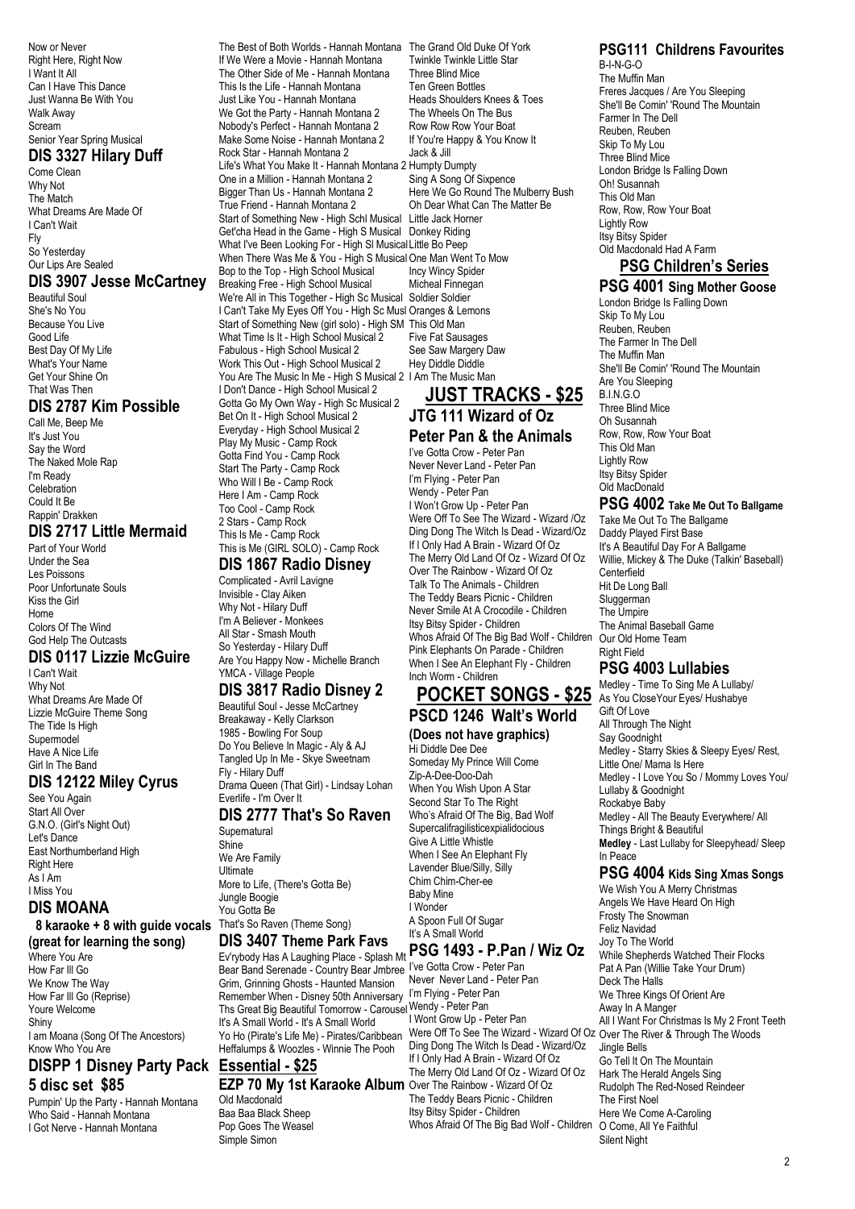Now or Never
Right Here, Right Now
I Want It All
Can I Have This Dance
Just Wanna Be With You
Walk Away
Scream
Senior Year Spring Musical

## DIS 3327 Hilary Duff

Come Clean
Why Not
The Match
What Dreams Are Made Of
I Can't Wait
Fly
So Yesterday
Our Lips Are Sealed

## DIS 3907 Jesse McCartney

Beautiful Soul
She's No You
Because You Live
Good Life
Best Day Of My Life
What's Your Name
Get Your Shine On
That Was Then

## DIS 2787 Kim Possible

Call Me, Beep Me
It's Just You
Say the Word
The Naked Mole Rap
I'm Ready
Celebration
Could It Be
Rappin' Drakken

## DIS 2717 Little Mermaid

Part of Your World
Under the Sea
Les Poissons
Poor Unfortunate Souls
Kiss the Girl
Home
Colors Of The Wind
God Help The Outcasts

## DIS 0117 Lizzie McGuire

I Can't Wait
Why Not
What Dreams Are Made Of
Lizzie McGuire Theme Song
The Tide Is High
Supermodel
Have A Nice Life
Girl In The Band

## DIS 12122 Miley Cyrus

See You Again
Start All Over
G.N.O. (Girl's Night Out)
Let's Dance
East Northumberland High
Right Here
As I Am
I Miss You

## DIS MOANA

**8 karaoke + 8 with guide vocals (great for learning the song)**

Where You Are
How Far Ill Go
We Know The Way
How Far Ill Go (Reprise)
Youre Welcome
Shiny
I am Moana (Song Of The Ancestors)
Know Who You Are

## DISPP 1 Disney Party Pack 5 disc set $85

Pumpin' Up the Party - Hannah Montana
Who Said - Hannah Montana
I Got Nerve - Hannah Montana
The Best of Both Worlds - Hannah Montana
If We Were a Movie - Hannah Montana
The Other Side of Me - Hannah Montana
This Is the Life - Hannah Montana
Just Like You - Hannah Montana
We Got the Party - Hannah Montana 2
Nobody's Perfect - Hannah Montana 2
Make Some Noise - Hannah Montana 2
Rock Star - Hannah Montana 2
Life's What You Make It - Hannah Montana 2
One in a Million - Hannah Montana 2
Bigger Than Us - Hannah Montana 2
True Friend - Hannah Montana 2
Start of Something New - High Schl Musical
Get'cha Head in the Game - High S Musical
What I've Been Looking For - High Sl Musical
When There Was Me & You - High S Musical
Bop to the Top - High School Musical
Breaking Free - High School Musical
We're All in This Together - High Sc Musical
I Can't Take My Eyes Off You - High Sc Musl
Start of Something New (girl solo) - High SM
What Time Is It - High School Musical 2
Fabulous - High School Musical 2
Work This Out - High School Musical 2
You Are The Music In Me - High S Musical 2
I Don't Dance - High School Musical 2
Gotta Go My Own Way - High Sc Musical 2
Bet On It - High School Musical 2
Everyday - High School Musical 2
Play My Music - Camp Rock
Gotta Find You - Camp Rock
Start The Party - Camp Rock
Who Will I Be - Camp Rock
Here I Am - Camp Rock
Too Cool - Camp Rock
2 Stars - Camp Rock
This Is Me - Camp Rock
This is Me (GIRL SOLO) - Camp Rock

## DIS 1867 Radio Disney

Complicated - Avril Lavigne
Invisible - Clay Aiken
Why Not - Hilary Duff
I'm A Believer - Monkees
All Star - Smash Mouth
So Yesterday - Hilary Duff
Are You Happy Now - Michelle Branch
YMCA - Village People

## DIS 3817 Radio Disney 2

Beautiful Soul - Jesse McCartney
Breakaway - Kelly Clarkson
1985 - Bowling For Soup
Do You Believe In Magic - Aly & AJ
Tangled Up In Me - Skye Sweetnam
Fly - Hilary Duff
Drama Queen (That Girl) - Lindsay Lohan
Everlife - I'm Over It

## DIS 2777 That's So Raven

Supernatural
Shine
We Are Family
Ultimate
More to Life, (There's Gotta Be)
Jungle Boogie
You Gotta Be
That's So Raven (Theme Song)

## DIS 3407 Theme Park Favs

Ev'rybody Has A Laughing Place - Splash Mt
Bear Band Serenade - Country Bear Jmbree
Grim, Grinning Ghosts - Haunted Mansion
Remember When - Disney 50th Anniversary
Ths Great Big Beautiful Tomorrow - Carousel
It's A Small World - It's A Small World
Yo Ho (Pirate's Life Me) - Pirates/Caribbean
Heffalumps & Woozles - Winnie The Pooh

# Essential - $25

## EZP 70 My 1st Karaoke Album

Old Macdonald
Baa Baa Black Sheep
Pop Goes The Weasel
Simple Simon
The Grand Old Duke Of York
Twinkle Twinkle Little Star
Three Blind Mice
Ten Green Bottles
Heads Shoulders Knees & Toes
The Wheels On The Bus
Row Row Row Your Boat
If You're Happy & You Know It
Jack & Jill
Humpty Dumpty
Sing A Song Of Sixpence
Here We Go Round The Mulberry Bush
Oh Dear What Can The Matter Be
Little Jack Horner
Donkey Riding
Little Bo Peep
One Man Went To Mow
Incy Wincy Spider
Micheal Finnegan
Soldier Soldier
Oranges & Lemons
This Old Man
Five Fat Sausages
See Saw Margery Daw
Hey Diddle Diddle
I Am The Music Man

# JUST TRACKS - $25

## JTG 111 Wizard of Oz Peter Pan & the Animals

I've Gotta Crow - Peter Pan
Never Never Land - Peter Pan
I'm Flying - Peter Pan
Wendy - Peter Pan
I Won't Grow Up - Peter Pan
Were Off To See The Wizard - Wizard /Oz
Ding Dong The Witch Is Dead - Wizard/Oz
If I Only Had A Brain - Wizard Of Oz
The Merry Old Land Of Oz - Wizard Of Oz
Over The Rainbow - Wizard Of Oz
Talk To The Animals - Children
The Teddy Bears Picnic - Children
Never Smile At A Crocodile - Children
Itsy Bitsy Spider - Children
Whos Afraid Of The Big Bad Wolf - Children
Pink Elephants On Parade - Children
When I See An Elephant Fly - Children
Inch Worm - Children

# POCKET SONGS - $25

## PSCD 1246 Walt's World

**(Does not have graphics)**

Hi Diddle Dee Dee
Someday My Prince Will Come
Zip-A-Dee-Doo-Dah
When You Wish Upon A Star
Second Star To The Right
Who's Afraid Of The Big, Bad Wolf
Supercalifragilisticexpialidocious
Give A Little Whistle
When I See An Elephant Fly
Lavender Blue/Silly, Silly
Chim Chim-Cher-ee
Baby Mine
I Wonder
A Spoon Full Of Sugar
It's A Small World

## PSG 1493 - P.Pan / Wiz Oz

I've Gotta Crow - Peter Pan
Never Never Land - Peter Pan
I'm Flying - Peter Pan
Wendy - Peter Pan
I Wont Grow Up - Peter Pan
Were Off To See The Wizard - Wizard Of Oz
Ding Dong The Witch Is Dead - Wizard/Oz
If I Only Had A Brain - Wizard Of Oz
The Merry Old Land Of Oz - Wizard Of Oz
Over The Rainbow - Wizard Of Oz
The Teddy Bears Picnic - Children
Itsy Bitsy Spider - Children
Whos Afraid Of The Big Bad Wolf - Children

## PSG111 Childrens Favourites

B-I-N-G-O
The Muffin Man
Freres Jacques / Are You Sleeping
She'll Be Comin' 'Round The Mountain
Farmer In The Dell
Reuben, Reuben
Skip To My Lou
Three Blind Mice
London Bridge Is Falling Down
Oh! Susannah
This Old Man
Row, Row, Row Your Boat
Lightly Row
Itsy Bitsy Spider
Old Macdonald Had A Farm

# PSG Children's Series

## PSG 4001 Sing Mother Goose

London Bridge Is Falling Down
Skip To My Lou
Reuben, Reuben
The Farmer In The Dell
The Muffin Man
She'll Be Comin' 'Round The Mountain
Are You Sleeping
B.I.N.G.O
Three Blind Mice
Oh Susannah
Row, Row, Row Your Boat
This Old Man
Lightly Row
Itsy Bitsy Spider
Old MacDonald

## PSG 4002 Take Me Out To Ballgame

Take Me Out To The Ballgame
Daddy Played First Base
It's A Beautiful Day For A Ballgame
Willie, Mickey & The Duke (Talkin' Baseball)
Centerfield
Hit De Long Ball
Sluggerman
The Umpire
The Animal Baseball Game
Our Old Home Team
Right Field

## PSG 4003 Lullabies

Medley - Time To Sing Me A Lullaby/ As You CloseYour Eyes/ Hushabye
Gift Of Love
All Through The Night
Say Goodnight
Medley - Starry Skies & Sleepy Eyes/ Rest, Little One/ Mama Is Here
Medley - I Love You So / Mommy Loves You/ Lullaby & Goodnight
Rockabye Baby
Medley - All The Beauty Everywhere/ All Things Bright & Beautiful
**Medley** - Last Lullaby for Sleepyhead/ Sleep In Peace

## PSG 4004 Kids Sing Xmas Songs

We Wish You A Merry Christmas
Angels We Have Heard On High
Frosty The Snowman
Feliz Navidad
Joy To The World
While Shepherds Watched Their Flocks
Pat A Pan (Willie Take Your Drum)
Deck The Halls
We Three Kings Of Orient Are
Away In A Manger
All I Want For Christmas Is My 2 Front Teeth
Over The River & Through The Woods
Jingle Bells
Go Tell It On The Mountain
Hark The Herald Angels Sing
Rudolph The Red-Nosed Reindeer
The First Noel
Here We Come A-Caroling
O Come, All Ye Faithful
Silent Night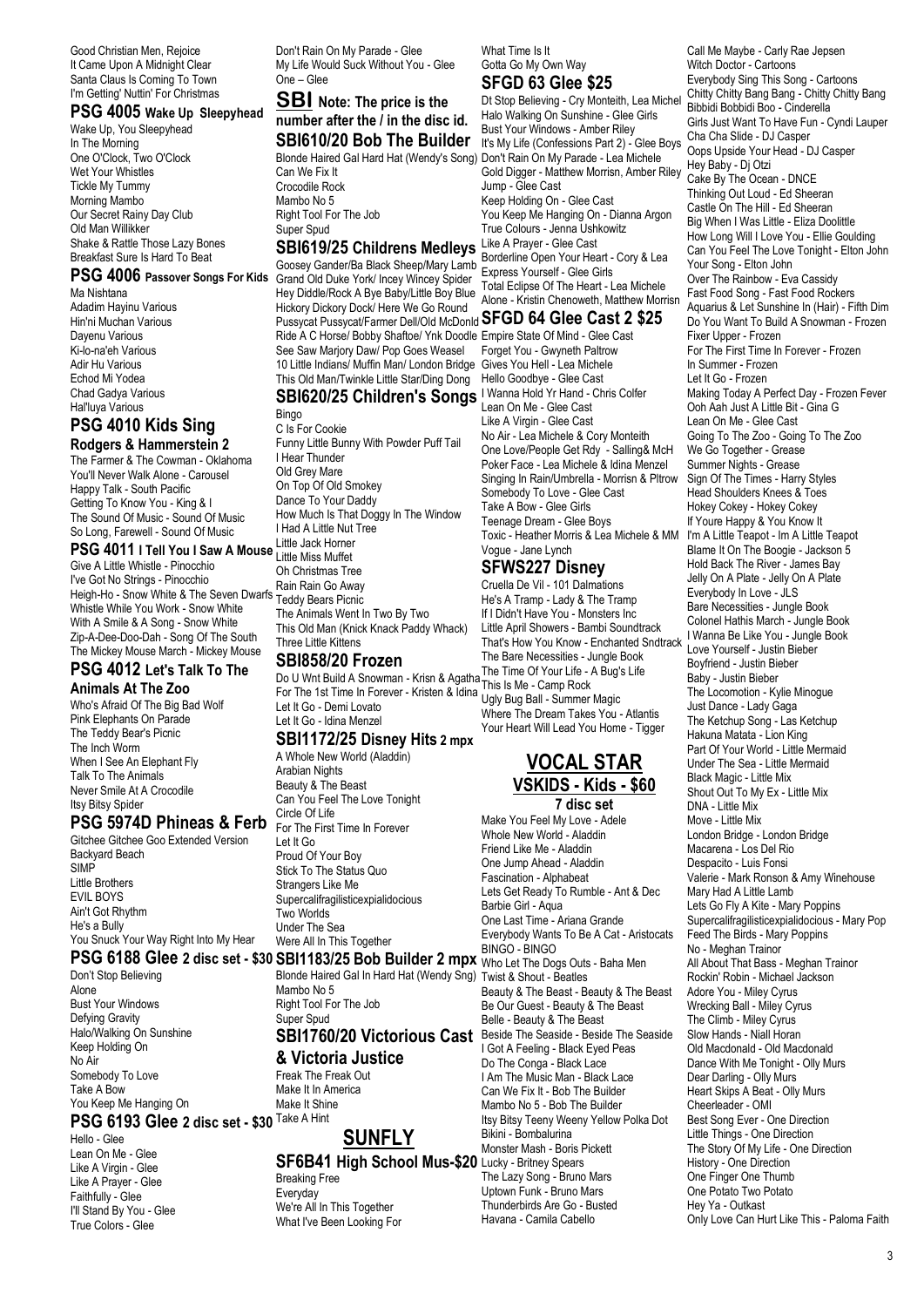Good Christian Men, Rejoice
It Came Upon A Midnight Clear
Santa Claus Is Coming To Town
I'm Getting' Nuttin' For Christmas

### PSG 4005 Wake Up Sleepyhead

Wake Up, You Sleepyhead
In The Morning
One O'Clock, Two O'Clock
Wet Your Whistles
Tickle My Tummy
Morning Mambo
Our Secret Rainy Day Club
Old Man Willikker
Shake & Rattle Those Lazy Bones
Breakfast Sure Is Hard To Beat

### PSG 4006 Passover Songs For Kids

Ma Nishtana
Adadim Hayinu Various
Hin'ni Muchan Various
Dayenu Various
Ki-lo-na'eh Various
Adir Hu Various
Echod Mi Yodea
Chad Gadya Various
Hal'luya Various

### PSG 4010 Kids Sing Rodgers & Hammerstein 2

The Farmer & The Cowman - Oklahoma
You'll Never Walk Alone - Carousel
Happy Talk - South Pacific
Getting To Know You - King & I
The Sound Of Music - Sound Of Music
So Long, Farewell - Sound Of Music

### PSG 4011 I Tell You I Saw A Mouse

Give A Little Whistle - Pinocchio
I've Got No Strings - Pinocchio
Heigh-Ho - Snow White & The Seven Dwarfs
Whistle While You Work - Snow White
With A Smile & A Song - Snow White
Zip-A-Dee-Doo-Dah - Song Of The South
The Mickey Mouse March - Mickey Mouse

### PSG 4012 Let's Talk To The Animals At The Zoo

Who's Afraid Of The Big Bad Wolf
Pink Elephants On Parade
The Teddy Bear's Picnic
The Inch Worm
When I See An Elephant Fly
Talk To The Animals
Never Smile At A Crocodile
Itsy Bitsy Spider

### PSG 5974D Phineas & Ferb

Gitchee Gitchee Goo Extended Version
Backyard Beach
SIMP
Little Brothers
EVIL BOYS
Ain't Got Rhythm
He's a Bully
You Snuck Your Way Right Into My Hear

### PSG 6188 Glee 2 disc set - $30

Don't Stop Believing
Alone
Bust Your Windows
Defying Gravity
Halo/Walking On Sunshine
Keep Holding On
No Air
Somebody To Love
Take A Bow
You Keep Me Hanging On

### PSG 6193 Glee 2 disc set - $30

Hello - Glee
Lean On Me - Glee
Like A Virgin - Glee
Like A Prayer - Glee
Faithfully - Glee
I'll Stand By You - Glee
True Colors - Glee
Don't Rain On My Parade - Glee
My Life Would Suck Without You - Glee
One – Glee

## SBI Note: The price is the number after the / in the disc id.

### SBI610/20 Bob The Builder

Blonde Haired Gal Hard Hat (Wendy's Song)
Can We Fix It
Crocodile Rock
Mambo No 5
Right Tool For The Job
Super Spud

### SBI619/25 Childrens Medleys

Goosey Gander/Ba Black Sheep/Mary Lamb
Grand Old Duke York/ Incey Wincey Spider
Hey Diddle/Rock A Bye Baby/Little Boy Blue
Hickory Dickory Dock/ Here We Go Round
Pussycat Pussycat/Farmer Dell/Old McDonld
Ride A C Horse/ Bobby Shaftoe/ Ynk Doodle
See Saw Marjory Daw/ Pop Goes Weasel
10 Little Indians/ Muffin Man/ London Bridge
This Old Man/Twinkle Little Star/Ding Dong

### SBI620/25 Children's Songs

Bingo
C Is For Cookie
Funny Little Bunny With Powder Puff Tail
I Hear Thunder
Old Grey Mare
On Top Of Old Smokey
Dance To Your Daddy
How Much Is That Doggy In The Window
I Had A Little Nut Tree
Little Jack Horner
Little Miss Muffet
Oh Christmas Tree
Rain Rain Go Away
Teddy Bears Picnic
The Animals Went In Two By Two
This Old Man (Knick Knack Paddy Whack)
Three Little Kittens

### SBI858/20 Frozen

Do U Wnt Build A Snowman - Krisn & Agatha
For The 1st Time In Forever - Kristen & Idina
Let It Go - Demi Lovato
Let It Go - Idina Menzel

### SBI1172/25 Disney Hits 2 mpx

A Whole New World (Aladdin)
Arabian Nights
Beauty & The Beast
Can You Feel The Love Tonight
Circle Of Life
For The First Time In Forever
Let It Go
Proud Of Your Boy
Stick To The Status Quo
Strangers Like Me
Supercalifragilisticexpialidocious
Two Worlds
Under The Sea
Were All In This Together

### SBI1183/25 Bob Builder 2 mpx

Blonde Haired Gal In Hard Hat (Wendy Sng)
Mambo No 5
Right Tool For The Job
Super Spud

### SBI1760/20 Victorious Cast & Victoria Justice

Freak The Freak Out
Make It In America
Make It Shine
Take A Hint

## SUNFLY

### SF6B41 High School Mus-$20

Breaking Free
Everyday
We're All In This Together
What I've Been Looking For
What Time Is It
Gotta Go My Own Way

### SFGD 63 Glee $25

Dt Stop Believing - Cry Monteith, Lea Michel
Halo Walking On Sunshine - Glee Girls
Bust Your Windows - Amber Riley
It's My Life (Confessions Part 2) - Glee Boys
Don't Rain On My Parade - Lea Michele
Gold Digger - Matthew Morrisn, Amber Riley
Jump - Glee Cast
Keep Holding On - Glee Cast
You Keep Me Hanging On - Dianna Argon
True Colours - Jenna Ushkowitz
Like A Prayer - Glee Cast
Borderline Open Your Heart - Cory & Lea
Express Yourself - Glee Girls
Total Eclipse Of The Heart - Lea Michele
Alone - Kristin Chenoweth, Matthew Morrisn

### SFGD 64 Glee Cast 2 $25

Empire State Of Mind - Glee Cast
Forget You - Gwyneth Paltrow
Gives You Hell - Lea Michele
Hello Goodbye - Glee Cast
I Wanna Hold Yr Hand - Chris Colfer
Lean On Me - Glee Cast
Like A Virgin - Glee Cast
No Air - Lea Michele & Cory Monteith
One Love/People Get Rdy - Salling& McH
Poker Face - Lea Michele & Idina Menzel
Singing In Rain/Umbrella - Morrisn & Pltrow
Somebody To Love - Glee Cast
Take A Bow - Glee Girls
Teenage Dream - Glee Boys
Toxic - Heather Morris & Lea Michele & MM
Vogue - Jane Lynch

### SFWS227 Disney

Cruella De Vil - 101 Dalmations
He's A Tramp - Lady & The Tramp
If I Didn't Have You - Monsters Inc
Little April Showers - Bambi Soundtrack
That's How You Know - Enchanted Sndtrack
The Bare Necessities - Jungle Book
The Time Of Your Life - A Bug's Life
This Is Me - Camp Rock
Ugly Bug Ball - Summer Magic
Where The Dream Takes You - Atlantis
Your Heart Will Lead You Home - Tigger

## VOCAL STAR

### VSKIDS - Kids - $60

**7 disc set**

Make You Feel My Love - Adele
Whole New World - Aladdin
Friend Like Me - Aladdin
One Jump Ahead - Aladdin
Fascination - Alphabeat
Lets Get Ready To Rumble - Ant & Dec
Barbie Girl - Aqua
One Last Time - Ariana Grande
Everybody Wants To Be A Cat - Aristocats
BINGO - BINGO
Who Let The Dogs Outs - Baha Men
Twist & Shout - Beatles
Beauty & The Beast - Beauty & The Beast
Be Our Guest - Beauty & The Beast
Belle - Beauty & The Beast
Beside The Seaside - Beside The Seaside
I Got A Feeling - Black Eyed Peas
Do The Conga - Black Lace
I Am The Music Man - Black Lace
Can We Fix It - Bob The Builder
Mambo No 5 - Bob The Builder
Itsy Bitsy Teeny Weeny Yellow Polka Dot Bikini - Bombalurina
Monster Mash - Boris Pickett
Lucky - Britney Spears
The Lazy Song - Bruno Mars
Uptown Funk - Bruno Mars
Thunderbirds Are Go - Busted
Havana - Camila Cabello
Call Me Maybe - Carly Rae Jepsen
Witch Doctor - Cartoons
Everybody Sing This Song - Cartoons
Chitty Chitty Bang Bang - Chitty Chitty Bang
Bibbidi Bobbidi Boo - Cinderella
Girls Just Want To Have Fun - Cyndi Lauper
Cha Cha Slide - DJ Casper
Oops Upside Your Head - DJ Casper
Hey Baby - Dj Otzi
Cake By The Ocean - DNCE
Thinking Out Loud - Ed Sheeran
Castle On The Hill - Ed Sheeran
Big When I Was Little - Eliza Doolittle
How Long Will I Love You - Ellie Goulding
Can You Feel The Love Tonight - Elton John
Your Song - Elton John
Over The Rainbow - Eva Cassidy
Fast Food Song - Fast Food Rockers
Aquarius & Let Sunshine In (Hair) - Fifth Dim
Do You Want To Build A Snowman - Frozen
Fixer Upper - Frozen
For The First Time In Forever - Frozen
In Summer - Frozen
Let It Go - Frozen
Making Today A Perfect Day - Frozen Fever
Ooh Aah Just A Little Bit - Gina G
Lean On Me - Glee Cast
Going To The Zoo - Going To The Zoo
We Go Together - Grease
Summer Nights - Grease
Sign Of The Times - Harry Styles
Head Shoulders Knees & Toes
Hokey Cokey - Hokey Cokey
If Youre Happy & You Know It
I'm A Little Teapot - Im A Little Teapot
Blame It On The Boogie - Jackson 5
Hold Back The River - James Bay
Jelly On A Plate - Jelly On A Plate
Everybody In Love - JLS
Bare Necessities - Jungle Book
Colonel Hathis March - Jungle Book
I Wanna Be Like You - Jungle Book
Love Yourself - Justin Bieber
Boyfriend - Justin Bieber
Baby - Justin Bieber
The Locomotion - Kylie Minogue
Just Dance - Lady Gaga
The Ketchup Song - Las Ketchup
Hakuna Matata - Lion King
Part Of Your World - Little Mermaid
Under The Sea - Little Mermaid
Black Magic - Little Mix
Shout Out To My Ex - Little Mix
DNA - Little Mix
Move - Little Mix
London Bridge - London Bridge
Macarena - Los Del Rio
Despacito - Luis Fonsi
Valerie - Mark Ronson & Amy Winehouse
Mary Had A Little Lamb
Lets Go Fly A Kite - Mary Poppins
Supercalifragilisticexpialidocious - Mary Pop
Feed The Birds - Mary Poppins
No - Meghan Trainor
All About That Bass - Meghan Trainor
Rockin' Robin - Michael Jackson
Adore You - Miley Cyrus
Wrecking Ball - Miley Cyrus
The Climb - Miley Cyrus
Slow Hands - Niall Horan
Old Macdonald - Old Macdonald
Dance With Me Tonight - Olly Murs
Dear Darling - Olly Murs
Heart Skips A Beat - Olly Murs
Cheerleader - OMI
Best Song Ever - One Direction
Little Things - One Direction
The Story Of My Life - One Direction
History - One Direction
One Finger One Thumb
One Potato Two Potato
Hey Ya - Outkast
Only Love Can Hurt Like This - Paloma Faith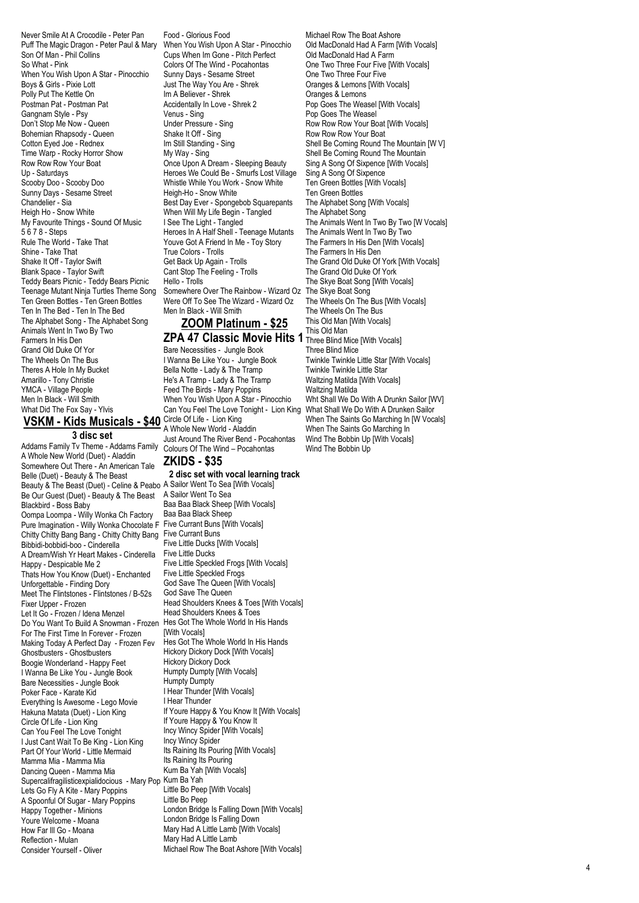Never Smile At A Crocodile - Peter Pan
Puff The Magic Dragon - Peter Paul & Mary
Son Of Man - Phil Collins
So What - Pink
When You Wish Upon A Star - Pinocchio
Boys & Girls - Pixie Lott
Polly Put The Kettle On
Postman Pat - Postman Pat
Gangnam Style - Psy
Don't Stop Me Now - Queen
Bohemian Rhapsody - Queen
Cotton Eyed Joe - Rednex
Time Warp - Rocky Horror Show
Row Row Row Your Boat
Up - Saturdays
Scooby Doo - Scooby Doo
Sunny Days - Sesame Street
Chandelier - Sia
Heigh Ho - Snow White
My Favourite Things - Sound Of Music
5 6 7 8 - Steps
Rule The World - Take That
Shine - Take That
Shake It Off - Taylor Swift
Blank Space - Taylor Swift
Teddy Bears Picnic - Teddy Bears Picnic
Teenage Mutant Ninja Turtles Theme Song
Ten Green Bottles - Ten Green Bottles
Ten In The Bed - Ten In The Bed
The Alphabet Song - The Alphabet Song
Animals Went In Two By Two
Farmers In His Den
Grand Old Duke Of Yor
The Wheels On The Bus
Theres A Hole In My Bucket
Amarillo - Tony Christie
YMCA - Village People
Men In Black - Will Smith
What Did The Fox Say - Ylvis

## VSKM - Kids Musicals - $40

### 3 disc set

Addams Family Tv Theme - Addams Family
A Whole New World (Duet) - Aladdin
Somewhere Out There - An American Tale
Belle (Duet) - Beauty & The Beast
Beauty & The Beast (Duet) - Celine & Peabo
Be Our Guest (Duet) - Beauty & The Beast
Blackbird - Boss Baby
Oompa Loompa - Willy Wonka Ch Factory
Pure Imagination - Willy Wonka Chocolate F
Chitty Chitty Bang Bang - Chitty Chitty Bang
Bibbidi-bobbidi-boo - Cinderella
A Dream/Wish Yr Heart Makes - Cinderella
Happy - Despicable Me 2
Thats How You Know (Duet) - Enchanted
Unforgettable - Finding Dory
Meet The Flintstones - Flintstones / B-52s
Fixer Upper - Frozen
Let It Go - Frozen / Idena Menzel
Do You Want To Build A Snowman - Frozen
For The First Time In Forever - Frozen
Making Today A Perfect Day - Frozen Fev
Ghostbusters - Ghostbusters
Boogie Wonderland - Happy Feet
I Wanna Be Like You - Jungle Book
Bare Necessities - Jungle Book
Poker Face - Karate Kid
Everything Is Awesome - Lego Movie
Hakuna Matata (Duet) - Lion King
Circle Of Life - Lion King
Can You Feel The Love Tonight
I Just Cant Wait To Be King - Lion King
Part Of Your World - Little Mermaid
Mamma Mia - Mamma Mia
Dancing Queen - Mamma Mia
Supercalifragilisticexpialidocious - Mary Pop
Lets Go Fly A Kite - Mary Poppins
A Spoonful Of Sugar - Mary Poppins
Happy Together - Minions
Youre Welcome - Moana
How Far Ill Go - Moana
Reflection - Mulan
Consider Yourself - Oliver
Food - Glorious Food
When You Wish Upon A Star - Pinocchio
Cups When Im Gone - Pitch Perfect
Colors Of The Wind - Pocahontas
Sunny Days - Sesame Street
Just The Way You Are - Shrek
Im A Believer - Shrek
Accidentally In Love - Shrek 2
Venus - Sing
Under Pressure - Sing
Shake It Off - Sing
Im Still Standing - Sing
My Way - Sing
Once Upon A Dream - Sleeping Beauty
Heroes We Could Be - Smurfs Lost Village
Whistle While You Work - Snow White
Heigh-Ho - Snow White
Best Day Ever - Spongebob Squarepants
When Will My Life Begin - Tangled
I See The Light - Tangled
Heroes In A Half Shell - Teenage Mutants
Youve Got A Friend In Me - Toy Story
True Colors - Trolls
Get Back Up Again - Trolls
Cant Stop The Feeling - Trolls
Hello - Trolls
Somewhere Over The Rainbow - Wizard Oz
Were Off To See The Wizard - Wizard Oz
Men In Black - Will Smith

## ZOOM Platinum - $25

## ZPA 47 Classic Movie Hits 1

Bare Necessities - Jungle Book
I Wanna Be Like You - Jungle Book
Bella Notte - Lady & The Tramp
He's A Tramp - Lady & The Tramp
Feed The Birds - Mary Poppins
When You Wish Upon A Star - Pinocchio
Can You Feel The Love Tonight - Lion King
Circle Of Life - Lion King
A Whole New World - Aladdin
Just Around The River Bend - Pocahontas
Colours Of The Wind – Pocahontas

## ZKIDS - $35

### 2 disc set with vocal learning track

A Sailor Went To Sea [With Vocals]
A Sailor Went To Sea
Baa Baa Black Sheep [With Vocals]
Baa Baa Black Sheep
Five Currant Buns [With Vocals]
Five Currant Buns
Five Little Ducks [With Vocals]
Five Little Ducks
Five Little Speckled Frogs [With Vocals]
Five Little Speckled Frogs
God Save The Queen [With Vocals]
God Save The Queen
Head Shoulders Knees & Toes [With Vocals]
Head Shoulders Knees & Toes
Hes Got The Whole World In His Hands [With Vocals]
Hes Got The Whole World In His Hands
Hickory Dickory Dock [With Vocals]
Hickory Dickory Dock
Humpty Dumpty [With Vocals]
Humpty Dumpty
I Hear Thunder [With Vocals]
I Hear Thunder
If Youre Happy & You Know It [With Vocals]
If Youre Happy & You Know It
Incy Wincy Spider [With Vocals]
Incy Wincy Spider
Its Raining Its Pouring [With Vocals]
Its Raining Its Pouring
Kum Ba Yah [With Vocals]
Kum Ba Yah
Little Bo Peep [With Vocals]
Little Bo Peep
London Bridge Is Falling Down [With Vocals]
London Bridge Is Falling Down
Mary Had A Little Lamb [With Vocals]
Mary Had A Little Lamb
Michael Row The Boat Ashore [With Vocals]
Michael Row The Boat Ashore
Old MacDonald Had A Farm [With Vocals]
Old MacDonald Had A Farm
One Two Three Four Five [With Vocals]
One Two Three Four Five
Oranges & Lemons [With Vocals]
Oranges & Lemons
Pop Goes The Weasel [With Vocals]
Pop Goes The Weasel
Row Row Row Your Boat [With Vocals]
Row Row Row Your Boat
Shell Be Coming Round The Mountain [W V]
Shell Be Coming Round The Mountain
Sing A Song Of Sixpence [With Vocals]
Sing A Song Of Sixpence
Ten Green Bottles [With Vocals]
Ten Green Bottles
The Alphabet Song [With Vocals]
The Alphabet Song
The Animals Went In Two By Two [W Vocals]
The Animals Went In Two By Two
The Farmers In His Den [With Vocals]
The Farmers In His Den
The Grand Old Duke Of York [With Vocals]
The Grand Old Duke Of York
The Skye Boat Song [With Vocals]
The Skye Boat Song
The Wheels On The Bus [With Vocals]
The Wheels On The Bus
This Old Man [With Vocals]
This Old Man
Three Blind Mice [With Vocals]
Three Blind Mice
Twinkle Twinkle Little Star [With Vocals]
Twinkle Twinkle Little Star
Waltzing Matilda [With Vocals]
Waltzing Matilda
Wht Shall We Do With A Drunkn Sailor [WV]
What Shall We Do With A Drunken Sailor
When The Saints Go Marching In [W Vocals]
When The Saints Go Marching In
Wind The Bobbin Up [With Vocals]
Wind The Bobbin Up